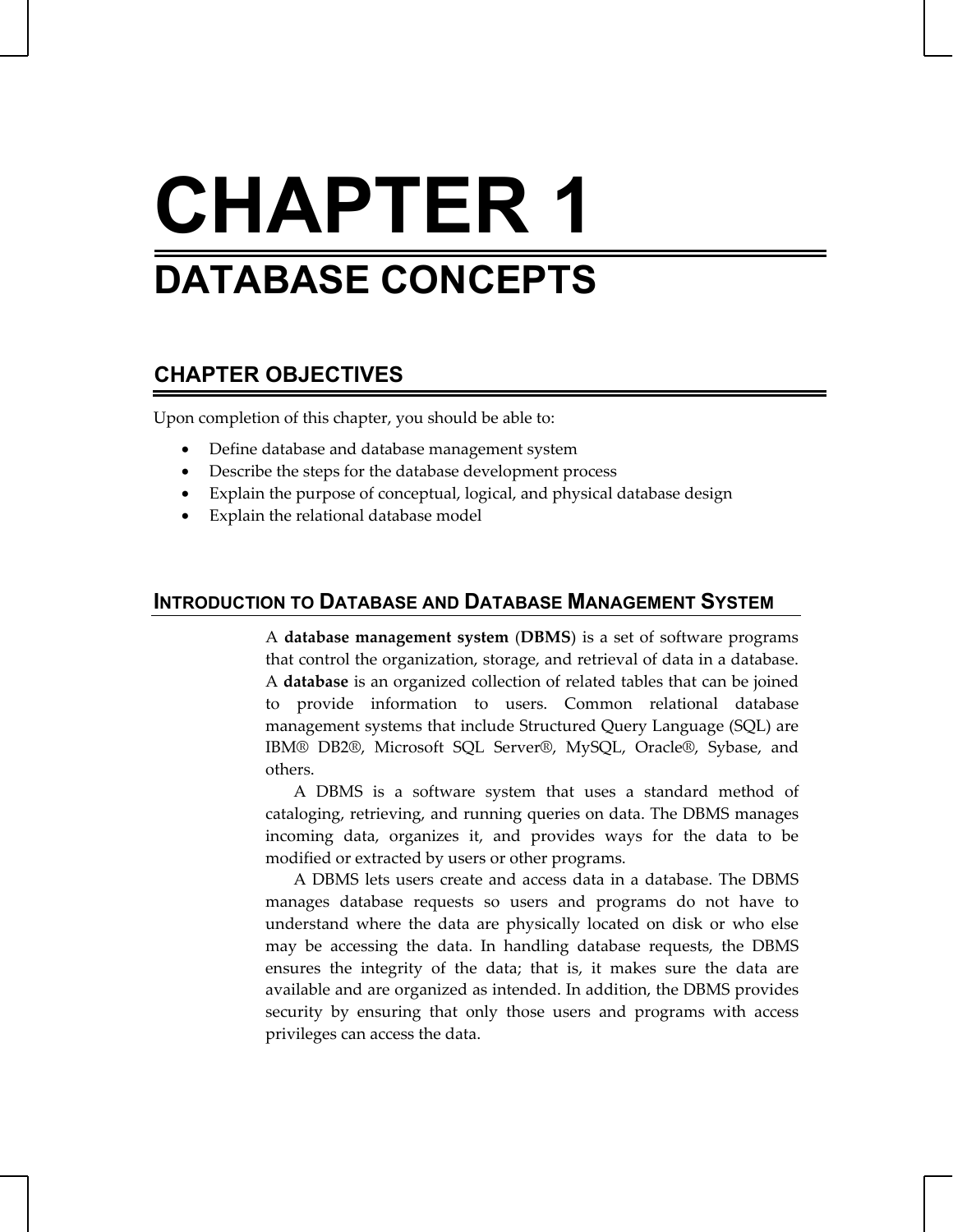# CHAPTER 1

# DATABASE CONCEPTS

## CHAPTER OBJECTIVES

Upon completion of this chapter, you should be able to:

- Define database and database management system
- Describe the steps for the database development process
- Explain the purpose of conceptual, logical, and physical database design
- Explain the relational database model

## INTRODUCTION TO DATABASE AND DATABASE MANAGEMENT SYSTEM

A **database management system** (**DBMS**) is a set of software programs that control the organization, storage, and retrieval of data in a database. A **database** is an organized collection of related tables that can be joined to provide information to users. Common relational database management systems that include Structured Query Language (SQL) are IBM® DB2®, Microsoft SQL Server®, MySQL, Oracle®, Sybase, and others.

A DBMS is a software system that uses a standard method of cataloging, retrieving, and running queries on data. The DBMS manages incoming data, organizes it, and provides ways for the data to be modified or extracted by users or other programs.

A DBMS lets users create and access data in a database. The DBMS manages database requests so users and programs do not have to understand where the data are physically located on disk or who else may be accessing the data. In handling database requests, the DBMS ensures the integrity of the data; that is, it makes sure the data are available and are organized as intended. In addition, the DBMS provides security by ensuring that only those users and programs with access privileges can access the data.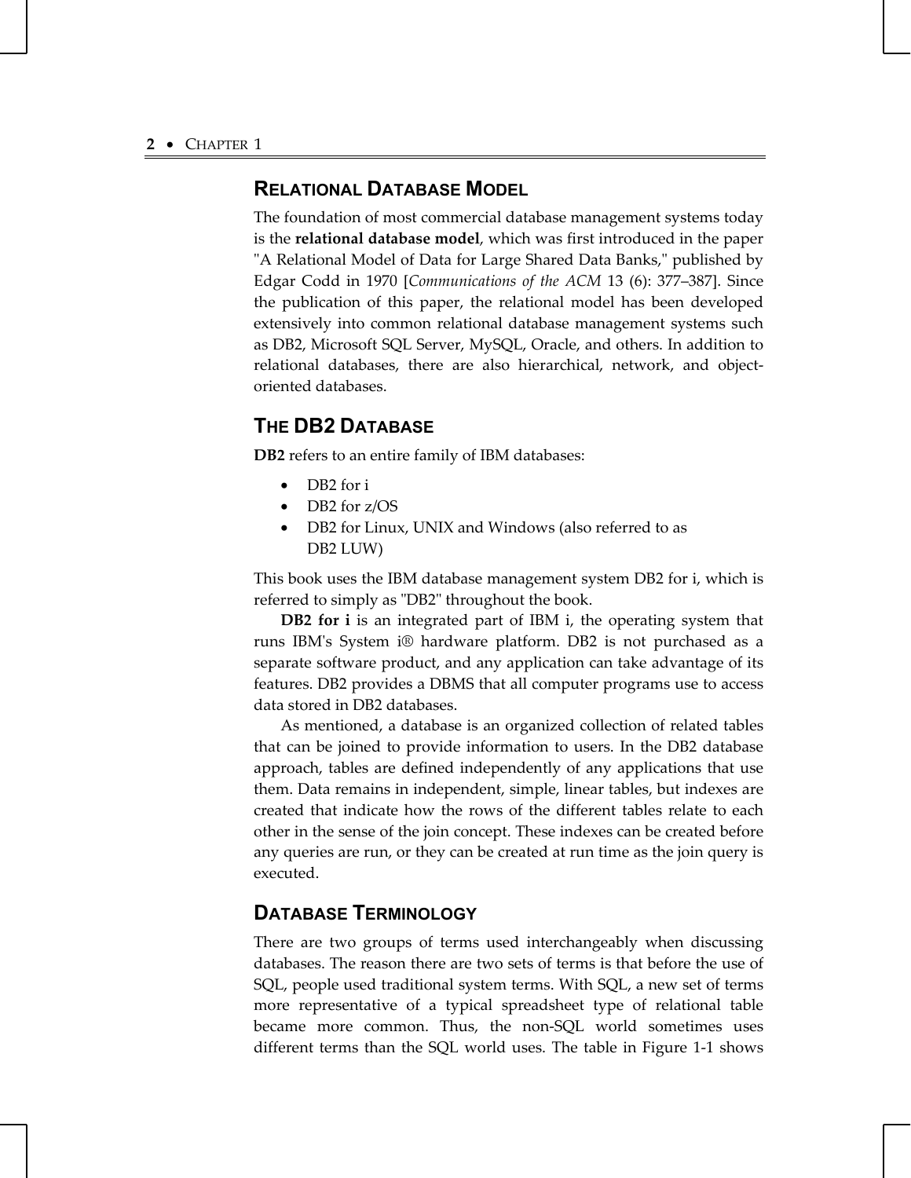## RELATIONAL DATABASE MODEL

The foundation of most commercial database management systems today is the **relational database model**, which was first introduced in the paper "A Relational Model of Data for Large Shared Data Banks," published by Edgar Codd in 1970 [*Communications of the ACM* 13 (6): 377–387]. Since the publication of this paper, the relational model has been developed extensively into common relational database management systems such as DB2, Microsoft SQL Server, MySQL, Oracle, and others. In addition to relational databases, there are also hierarchical, network, and object-oriented databases.

## THE DB2 DATABASE

**DB2** refers to an entire family of IBM databases:

- DB2 for i
- DB2 for z/OS
- DB2 for Linux, UNIX and Windows (also referred to as DB2 LUW)

This book uses the IBM database management system DB2 for i, which is referred to simply as "DB2" throughout the book.

**DB2 for i** is an integrated part of IBM i, the operating system that runs IBM's System i® hardware platform. DB2 is not purchased as a separate software product, and any application can take advantage of its features. DB2 provides a DBMS that all computer programs use to access data stored in DB2 databases.

As mentioned, a database is an organized collection of related tables that can be joined to provide information to users. In the DB2 database approach, tables are defined independently of any applications that use them. Data remains in independent, simple, linear tables, but indexes are created that indicate how the rows of the different tables relate to each other in the sense of the join concept. These indexes can be created before any queries are run, or they can be created at run time as the join query is executed.

## DATABASE TERMINOLOGY

There are two groups of terms used interchangeably when discussing databases. The reason there are two sets of terms is that before the use of SQL, people used traditional system terms. With SQL, a new set of terms more representative of a typical spreadsheet type of relational table became more common. Thus, the non-SQL world sometimes uses different terms than the SQL world uses. The table in Figure 1-1 shows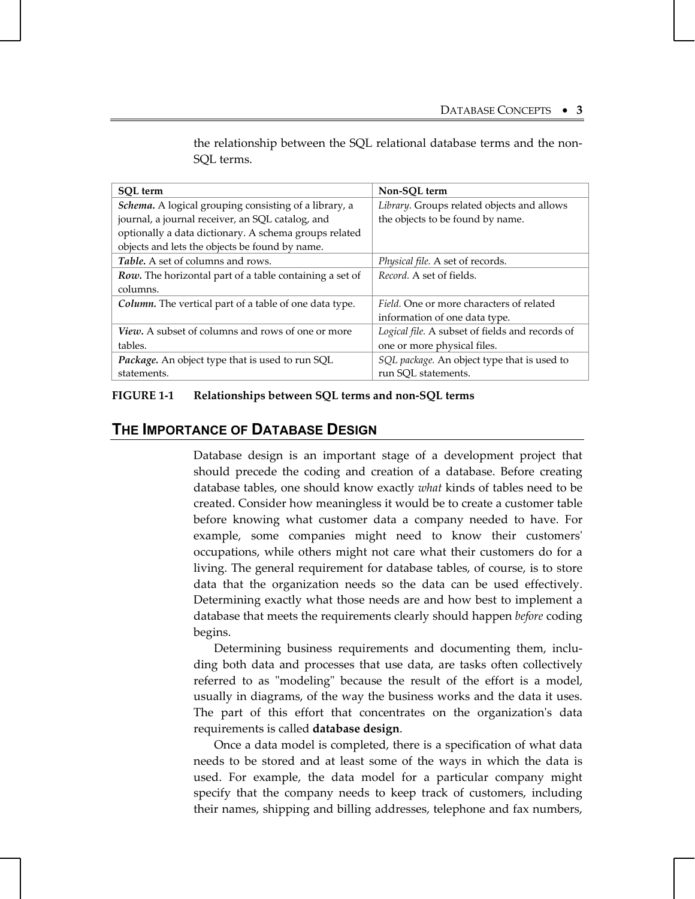the relationship between the SQL relational database terms and the non-SQL terms.

| SQL term | Non-SQL term |
| --- | --- |
| ***Schema.*** A logical grouping consisting of a library, a journal, a journal receiver, an SQL catalog, and optionally a data dictionary. A schema groups related objects and lets the objects be found by name. | *Library.* Groups related objects and allows the objects to be found by name. |
| ***Table.*** A set of columns and rows. | *Physical file.* A set of records. |
| ***Row.*** The horizontal part of a table containing a set of columns. | *Record.* A set of fields. |
| ***Column.*** The vertical part of a table of one data type. | *Field.* One or more characters of related information of one data type. |
| ***View.*** A subset of columns and rows of one or more tables. | *Logical file.* A subset of fields and records of one or more physical files. |
| ***Package.*** An object type that is used to run SQL statements. | *SQL package.* An object type that is used to run SQL statements. |

**FIGURE 1-1 Relationships between SQL terms and non-SQL terms**

## THE IMPORTANCE OF DATABASE DESIGN

Database design is an important stage of a development project that should precede the coding and creation of a database. Before creating database tables, one should know exactly *what* kinds of tables need to be created. Consider how meaningless it would be to create a customer table before knowing what customer data a company needed to have. For example, some companies might need to know their customers' occupations, while others might not care what their customers do for a living. The general requirement for database tables, of course, is to store data that the organization needs so the data can be used effectively. Determining exactly what those needs are and how best to implement a database that meets the requirements clearly should happen *before* coding begins.

Determining business requirements and documenting them, including both data and processes that use data, are tasks often collectively referred to as "modeling" because the result of the effort is a model, usually in diagrams, of the way the business works and the data it uses. The part of this effort that concentrates on the organization's data requirements is called **database design**.

Once a data model is completed, there is a specification of what data needs to be stored and at least some of the ways in which the data is used. For example, the data model for a particular company might specify that the company needs to keep track of customers, including their names, shipping and billing addresses, telephone and fax numbers,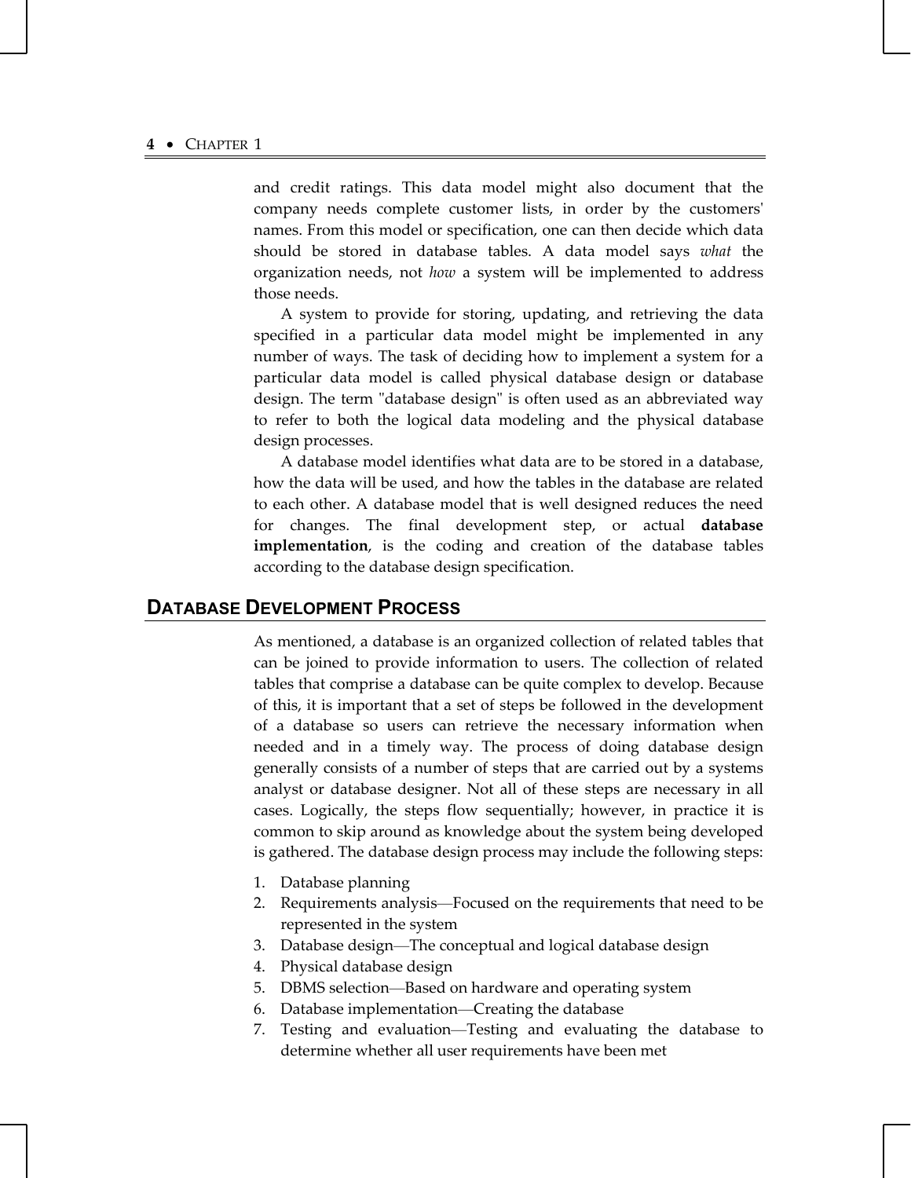and credit ratings. This data model might also document that the company needs complete customer lists, in order by the customers' names. From this model or specification, one can then decide which data should be stored in database tables. A data model says *what* the organization needs, not *how* a system will be implemented to address those needs.

A system to provide for storing, updating, and retrieving the data specified in a particular data model might be implemented in any number of ways. The task of deciding how to implement a system for a particular data model is called physical database design or database design. The term "database design" is often used as an abbreviated way to refer to both the logical data modeling and the physical database design processes.

A database model identifies what data are to be stored in a database, how the data will be used, and how the tables in the database are related to each other. A database model that is well designed reduces the need for changes. The final development step, or actual **database implementation**, is the coding and creation of the database tables according to the database design specification.

## DATABASE DEVELOPMENT PROCESS

As mentioned, a database is an organized collection of related tables that can be joined to provide information to users. The collection of related tables that comprise a database can be quite complex to develop. Because of this, it is important that a set of steps be followed in the development of a database so users can retrieve the necessary information when needed and in a timely way. The process of doing database design generally consists of a number of steps that are carried out by a systems analyst or database designer. Not all of these steps are necessary in all cases. Logically, the steps flow sequentially; however, in practice it is common to skip around as knowledge about the system being developed is gathered. The database design process may include the following steps:

1. Database planning
2. Requirements analysis—Focused on the requirements that need to be represented in the system
3. Database design—The conceptual and logical database design
4. Physical database design
5. DBMS selection—Based on hardware and operating system
6. Database implementation—Creating the database
7. Testing and evaluation—Testing and evaluating the database to determine whether all user requirements have been met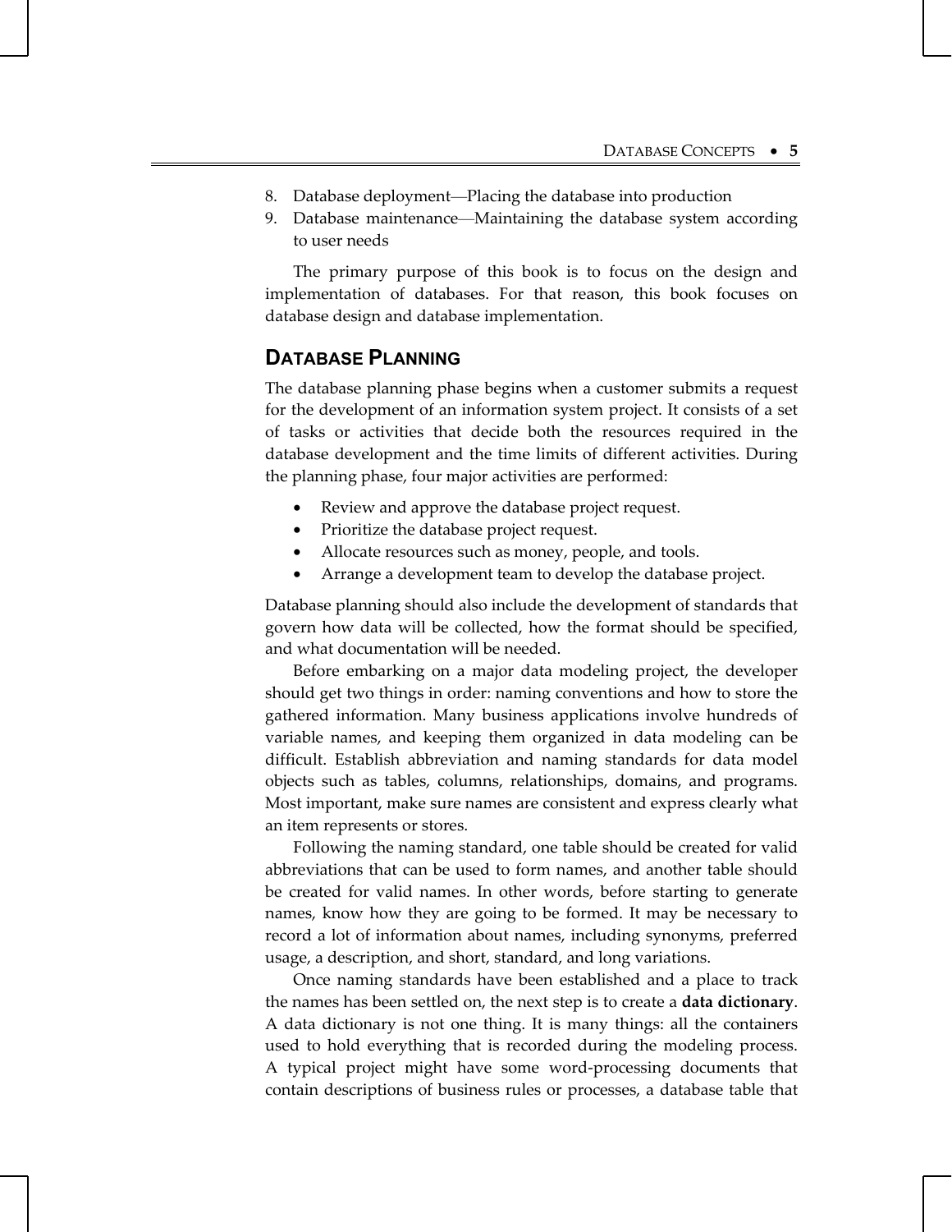8. Database deployment—Placing the database into production
9. Database maintenance—Maintaining the database system according to user needs

The primary purpose of this book is to focus on the design and implementation of databases. For that reason, this book focuses on database design and database implementation.

## DATABASE PLANNING

The database planning phase begins when a customer submits a request for the development of an information system project. It consists of a set of tasks or activities that decide both the resources required in the database development and the time limits of different activities. During the planning phase, four major activities are performed:

- Review and approve the database project request.
- Prioritize the database project request.
- Allocate resources such as money, people, and tools.
- Arrange a development team to develop the database project.

Database planning should also include the development of standards that govern how data will be collected, how the format should be specified, and what documentation will be needed.

Before embarking on a major data modeling project, the developer should get two things in order: naming conventions and how to store the gathered information. Many business applications involve hundreds of variable names, and keeping them organized in data modeling can be difficult. Establish abbreviation and naming standards for data model objects such as tables, columns, relationships, domains, and programs. Most important, make sure names are consistent and express clearly what an item represents or stores.

Following the naming standard, one table should be created for valid abbreviations that can be used to form names, and another table should be created for valid names. In other words, before starting to generate names, know how they are going to be formed. It may be necessary to record a lot of information about names, including synonyms, preferred usage, a description, and short, standard, and long variations.

Once naming standards have been established and a place to track the names has been settled on, the next step is to create a **data dictionary**. A data dictionary is not one thing. It is many things: all the containers used to hold everything that is recorded during the modeling process. A typical project might have some word-processing documents that contain descriptions of business rules or processes, a database table that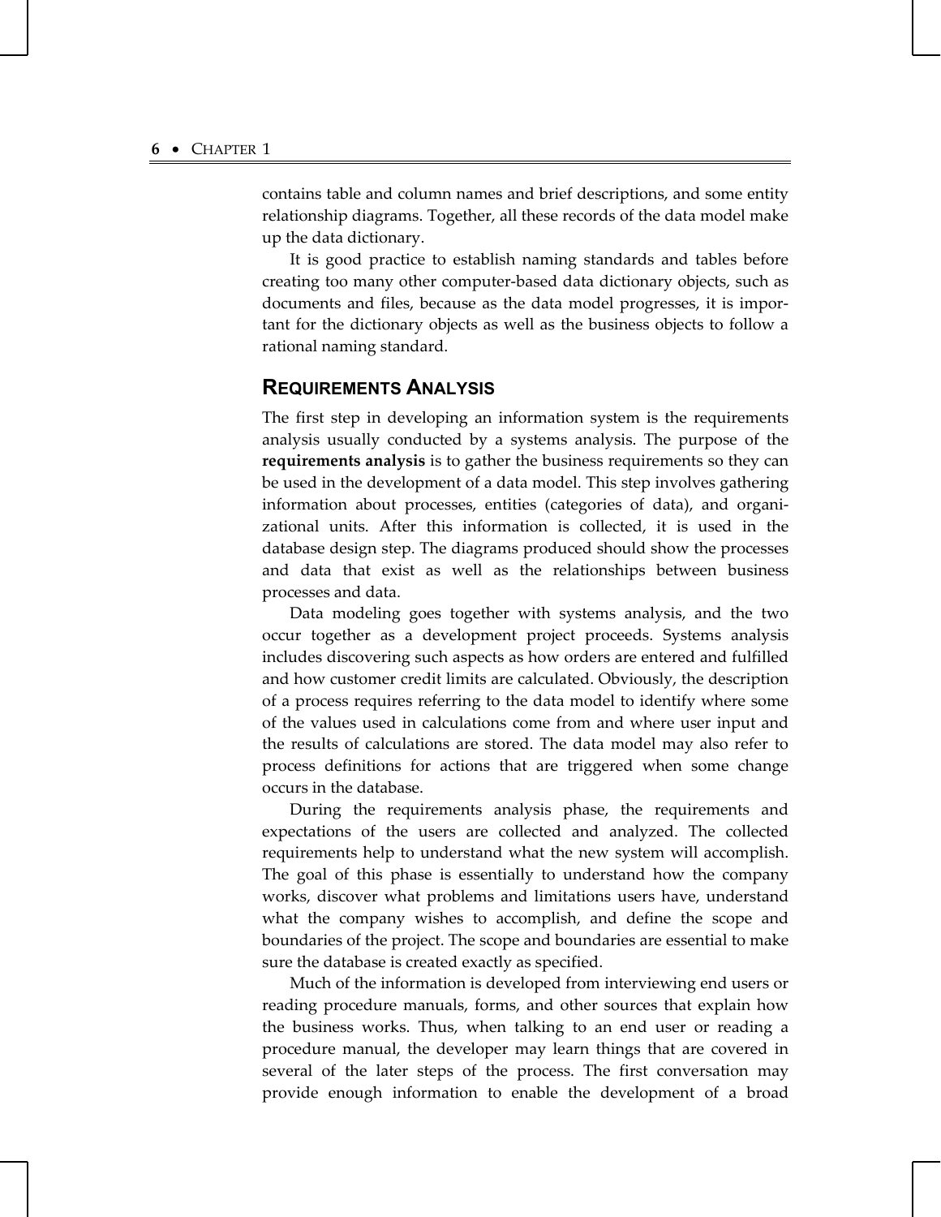contains table and column names and brief descriptions, and some entity relationship diagrams. Together, all these records of the data model make up the data dictionary.

It is good practice to establish naming standards and tables before creating too many other computer-based data dictionary objects, such as documents and files, because as the data model progresses, it is important for the dictionary objects as well as the business objects to follow a rational naming standard.

## REQUIREMENTS ANALYSIS

The first step in developing an information system is the requirements analysis usually conducted by a systems analysis. The purpose of the **requirements analysis** is to gather the business requirements so they can be used in the development of a data model. This step involves gathering information about processes, entities (categories of data), and organizational units. After this information is collected, it is used in the database design step. The diagrams produced should show the processes and data that exist as well as the relationships between business processes and data.

Data modeling goes together with systems analysis, and the two occur together as a development project proceeds. Systems analysis includes discovering such aspects as how orders are entered and fulfilled and how customer credit limits are calculated. Obviously, the description of a process requires referring to the data model to identify where some of the values used in calculations come from and where user input and the results of calculations are stored. The data model may also refer to process definitions for actions that are triggered when some change occurs in the database.

During the requirements analysis phase, the requirements and expectations of the users are collected and analyzed. The collected requirements help to understand what the new system will accomplish. The goal of this phase is essentially to understand how the company works, discover what problems and limitations users have, understand what the company wishes to accomplish, and define the scope and boundaries of the project. The scope and boundaries are essential to make sure the database is created exactly as specified.

Much of the information is developed from interviewing end users or reading procedure manuals, forms, and other sources that explain how the business works. Thus, when talking to an end user or reading a procedure manual, the developer may learn things that are covered in several of the later steps of the process. The first conversation may provide enough information to enable the development of a broad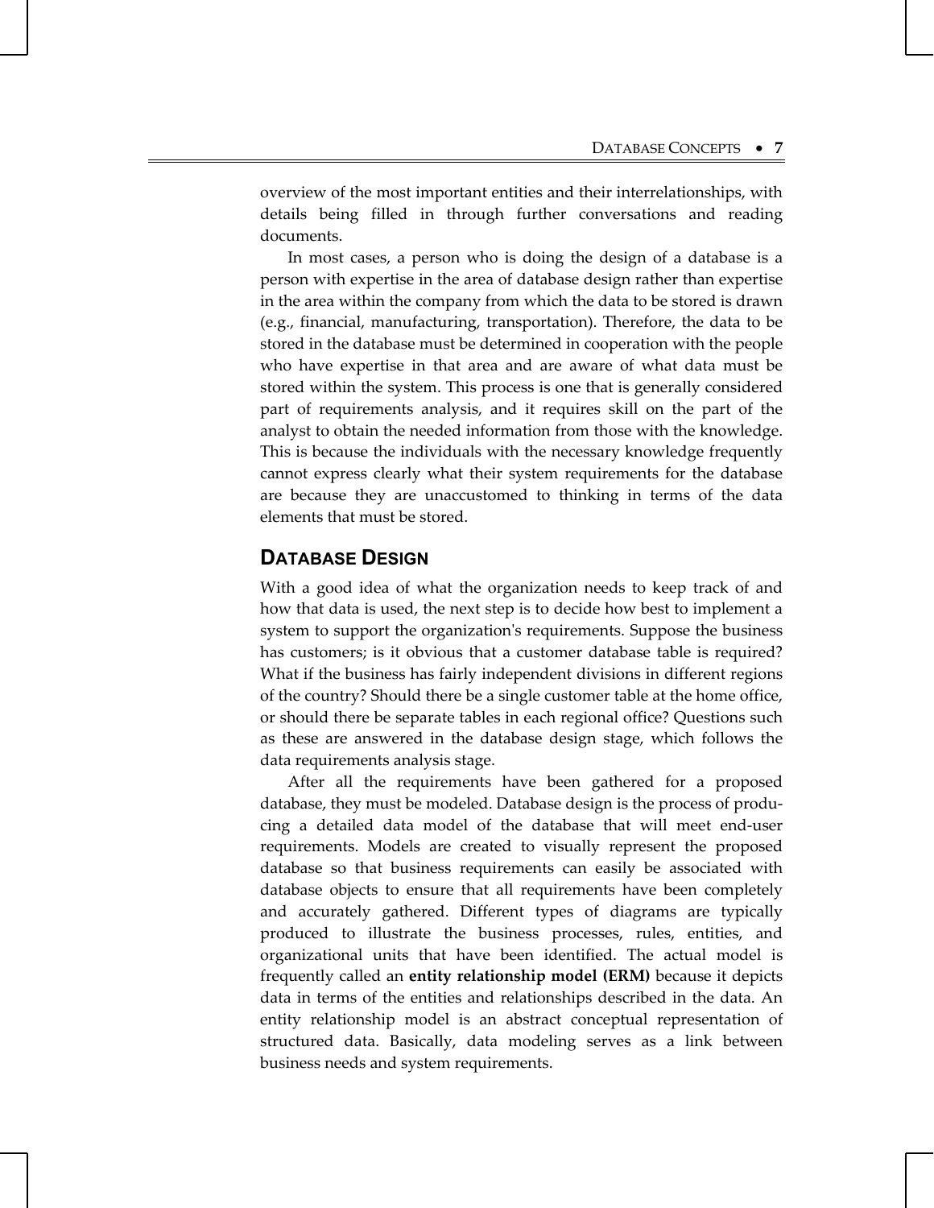overview of the most important entities and their interrelationships, with details being filled in through further conversations and reading documents.

In most cases, a person who is doing the design of a database is a person with expertise in the area of database design rather than expertise in the area within the company from which the data to be stored is drawn (e.g., financial, manufacturing, transportation). Therefore, the data to be stored in the database must be determined in cooperation with the people who have expertise in that area and are aware of what data must be stored within the system. This process is one that is generally considered part of requirements analysis, and it requires skill on the part of the analyst to obtain the needed information from those with the knowledge. This is because the individuals with the necessary knowledge frequently cannot express clearly what their system requirements for the database are because they are unaccustomed to thinking in terms of the data elements that must be stored.

## DATABASE DESIGN

With a good idea of what the organization needs to keep track of and how that data is used, the next step is to decide how best to implement a system to support the organization's requirements. Suppose the business has customers; is it obvious that a customer database table is required? What if the business has fairly independent divisions in different regions of the country? Should there be a single customer table at the home office, or should there be separate tables in each regional office? Questions such as these are answered in the database design stage, which follows the data requirements analysis stage.

After all the requirements have been gathered for a proposed database, they must be modeled. Database design is the process of producing a detailed data model of the database that will meet end-user requirements. Models are created to visually represent the proposed database so that business requirements can easily be associated with database objects to ensure that all requirements have been completely and accurately gathered. Different types of diagrams are typically produced to illustrate the business processes, rules, entities, and organizational units that have been identified. The actual model is frequently called an **entity relationship model (ERM)** because it depicts data in terms of the entities and relationships described in the data. An entity relationship model is an abstract conceptual representation of structured data. Basically, data modeling serves as a link between business needs and system requirements.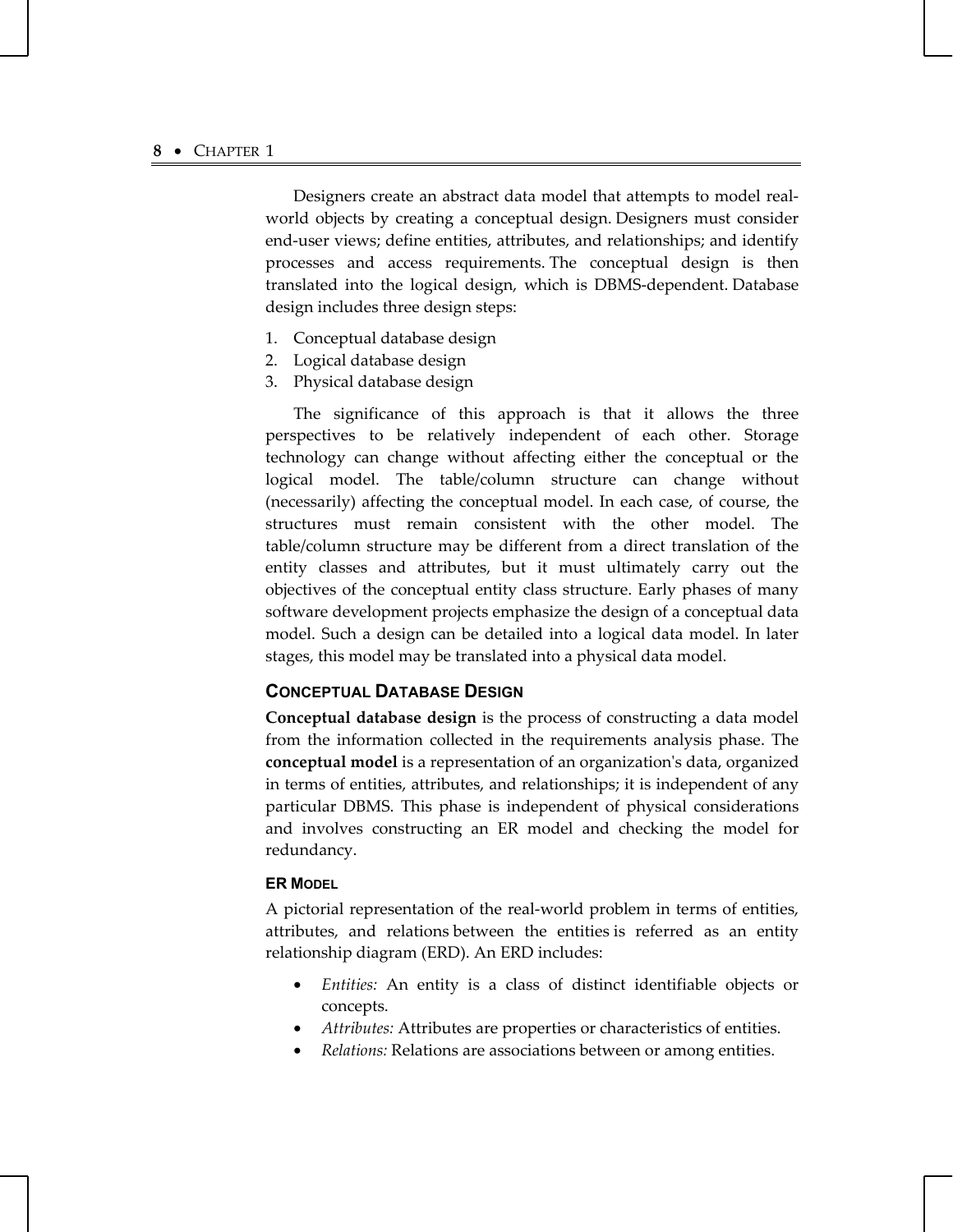Designers create an abstract data model that attempts to model real-world objects by creating a conceptual design. Designers must consider end-user views; define entities, attributes, and relationships; and identify processes and access requirements. The conceptual design is then translated into the logical design, which is DBMS-dependent. Database design includes three design steps:

1. Conceptual database design
2. Logical database design
3. Physical database design

The significance of this approach is that it allows the three perspectives to be relatively independent of each other. Storage technology can change without affecting either the conceptual or the logical model. The table/column structure can change without (necessarily) affecting the conceptual model. In each case, of course, the structures must remain consistent with the other model. The table/column structure may be different from a direct translation of the entity classes and attributes, but it must ultimately carry out the objectives of the conceptual entity class structure. Early phases of many software development projects emphasize the design of a conceptual data model. Such a design can be detailed into a logical data model. In later stages, this model may be translated into a physical data model.

## CONCEPTUAL DATABASE DESIGN

**Conceptual database design** is the process of constructing a data model from the information collected in the requirements analysis phase. The **conceptual model** is a representation of an organization's data, organized in terms of entities, attributes, and relationships; it is independent of any particular DBMS. This phase is independent of physical considerations and involves constructing an ER model and checking the model for redundancy.

### ER MODEL

A pictorial representation of the real-world problem in terms of entities, attributes, and relations between the entities is referred as an entity relationship diagram (ERD). An ERD includes:

- *Entities:* An entity is a class of distinct identifiable objects or concepts.
- *Attributes:* Attributes are properties or characteristics of entities.
- *Relations:* Relations are associations between or among entities.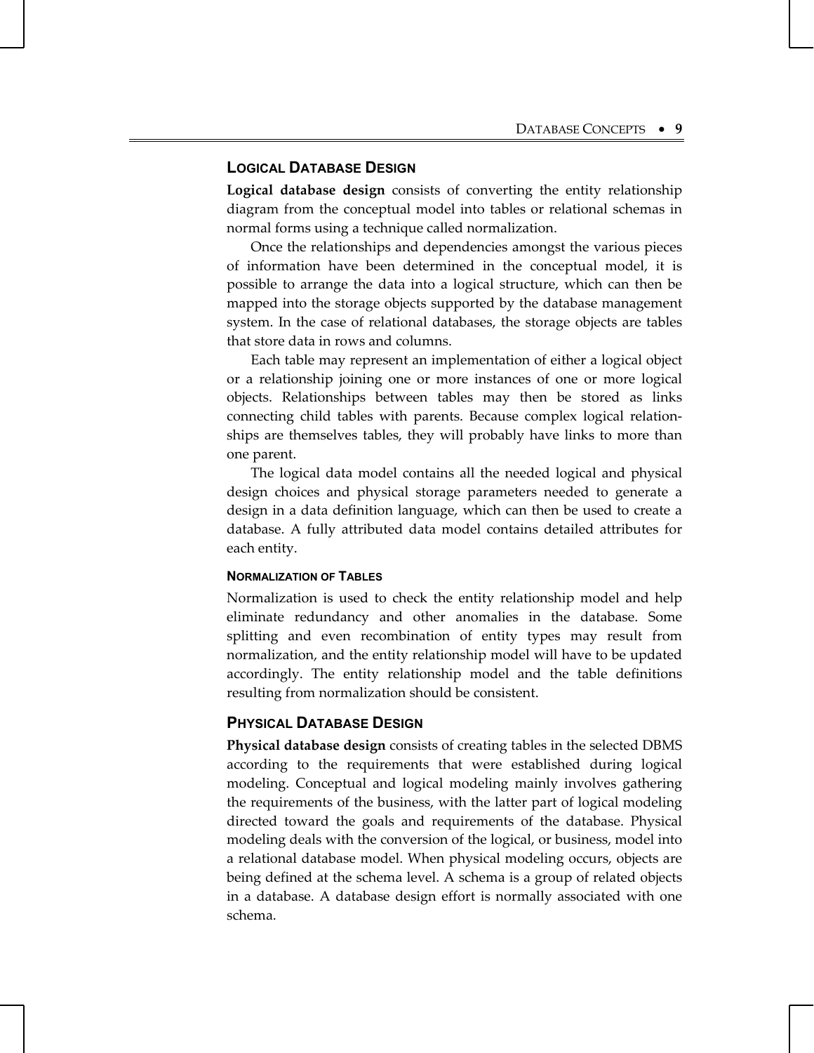## Logical Database Design

**Logical database design** consists of converting the entity relationship diagram from the conceptual model into tables or relational schemas in normal forms using a technique called normalization.

Once the relationships and dependencies amongst the various pieces of information have been determined in the conceptual model, it is possible to arrange the data into a logical structure, which can then be mapped into the storage objects supported by the database management system. In the case of relational databases, the storage objects are tables that store data in rows and columns.

Each table may represent an implementation of either a logical object or a relationship joining one or more instances of one or more logical objects. Relationships between tables may then be stored as links connecting child tables with parents. Because complex logical relationships are themselves tables, they will probably have links to more than one parent.

The logical data model contains all the needed logical and physical design choices and physical storage parameters needed to generate a design in a data definition language, which can then be used to create a database. A fully attributed data model contains detailed attributes for each entity.

### Normalization of Tables

Normalization is used to check the entity relationship model and help eliminate redundancy and other anomalies in the database. Some splitting and even recombination of entity types may result from normalization, and the entity relationship model will have to be updated accordingly. The entity relationship model and the table definitions resulting from normalization should be consistent.

## Physical Database Design

**Physical database design** consists of creating tables in the selected DBMS according to the requirements that were established during logical modeling. Conceptual and logical modeling mainly involves gathering the requirements of the business, with the latter part of logical modeling directed toward the goals and requirements of the database. Physical modeling deals with the conversion of the logical, or business, model into a relational database model. When physical modeling occurs, objects are being defined at the schema level. A schema is a group of related objects in a database. A database design effort is normally associated with one schema.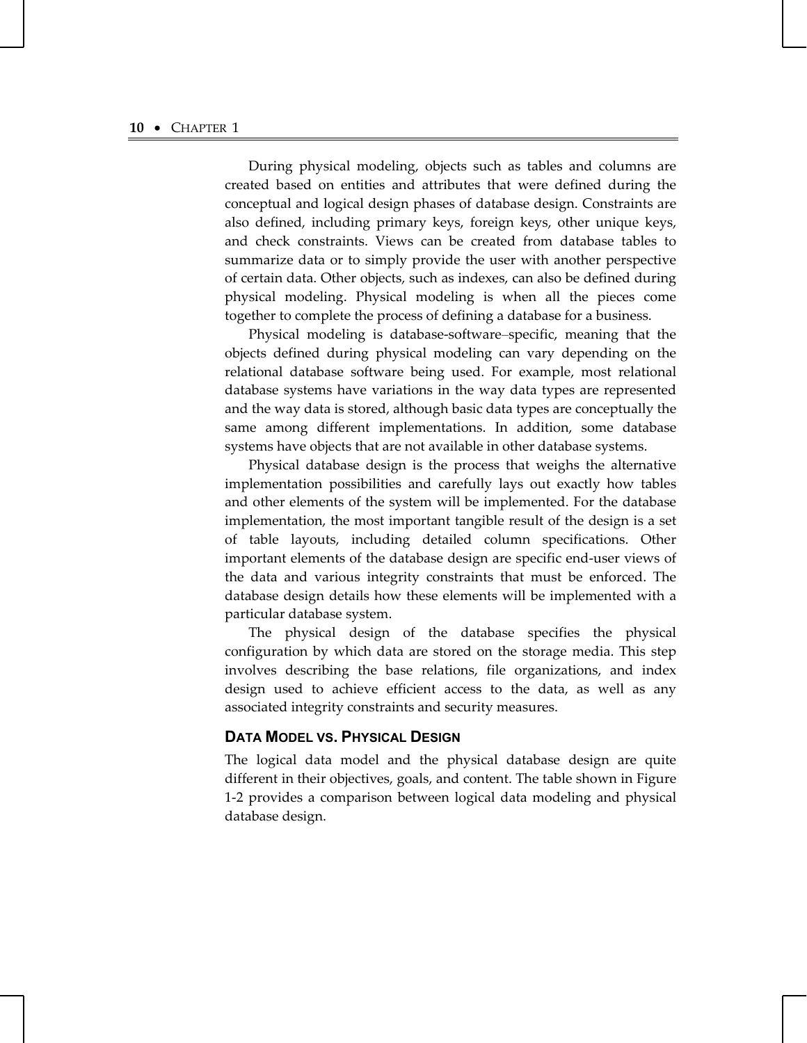During physical modeling, objects such as tables and columns are created based on entities and attributes that were defined during the conceptual and logical design phases of database design. Constraints are also defined, including primary keys, foreign keys, other unique keys, and check constraints. Views can be created from database tables to summarize data or to simply provide the user with another perspective of certain data. Other objects, such as indexes, can also be defined during physical modeling. Physical modeling is when all the pieces come together to complete the process of defining a database for a business.

Physical modeling is database-software–specific, meaning that the objects defined during physical modeling can vary depending on the relational database software being used. For example, most relational database systems have variations in the way data types are represented and the way data is stored, although basic data types are conceptually the same among different implementations. In addition, some database systems have objects that are not available in other database systems.

Physical database design is the process that weighs the alternative implementation possibilities and carefully lays out exactly how tables and other elements of the system will be implemented. For the database implementation, the most important tangible result of the design is a set of table layouts, including detailed column specifications. Other important elements of the database design are specific end-user views of the data and various integrity constraints that must be enforced. The database design details how these elements will be implemented with a particular database system.

The physical design of the database specifies the physical configuration by which data are stored on the storage media. This step involves describing the base relations, file organizations, and index design used to achieve efficient access to the data, as well as any associated integrity constraints and security measures.

## DATA MODEL VS. PHYSICAL DESIGN

The logical data model and the physical database design are quite different in their objectives, goals, and content. The table shown in Figure 1-2 provides a comparison between logical data modeling and physical database design.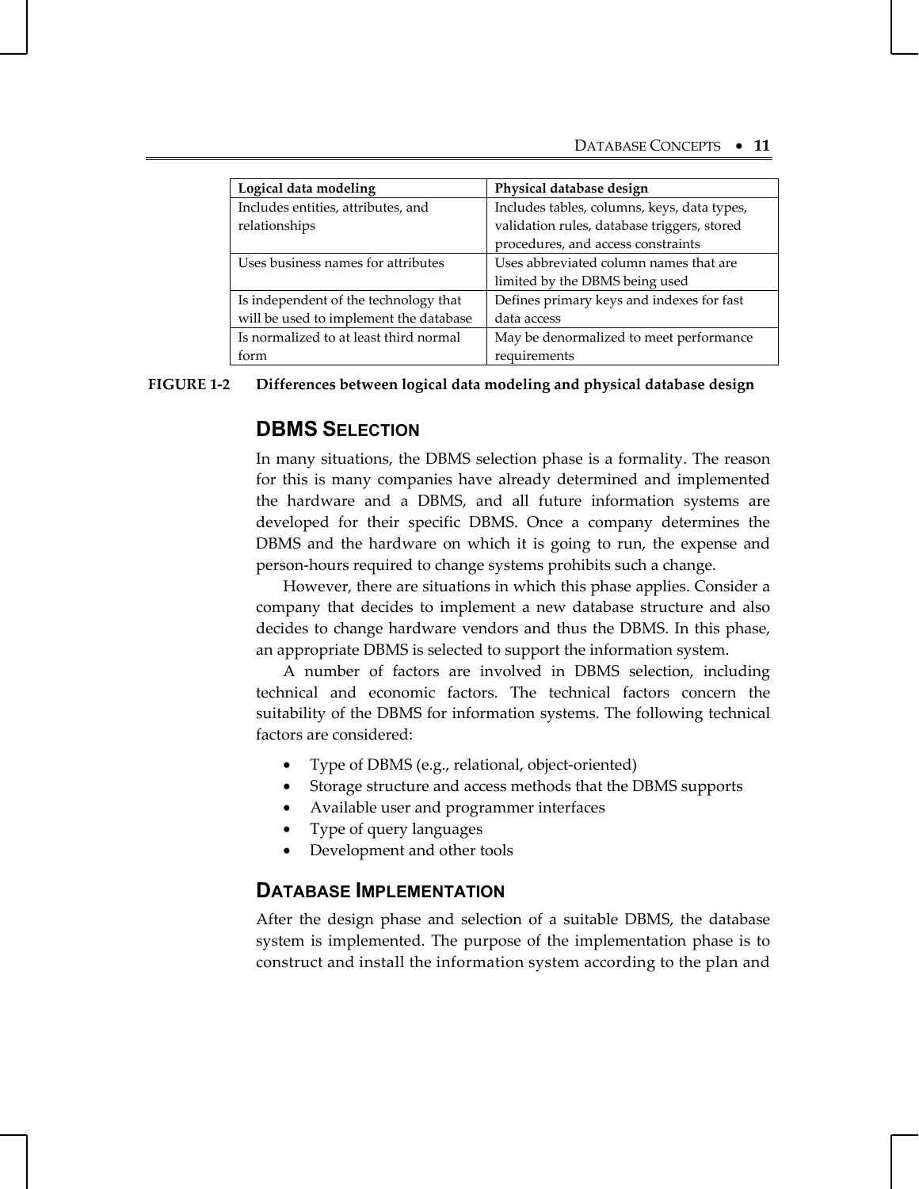| Logical data modeling | Physical database design |
|---|---|
| Includes entities, attributes, and relationships | Includes tables, columns, keys, data types, validation rules, database triggers, stored procedures, and access constraints |
| Uses business names for attributes | Uses abbreviated column names that are limited by the DBMS being used |
| Is independent of the technology that will be used to implement the database | Defines primary keys and indexes for fast data access |
| Is normalized to at least third normal form | May be denormalized to meet performance requirements |

**FIGURE 1-2 Differences between logical data modeling and physical database design**

## DBMS Selection

In many situations, the DBMS selection phase is a formality. The reason for this is many companies have already determined and implemented the hardware and a DBMS, and all future information systems are developed for their specific DBMS. Once a company determines the DBMS and the hardware on which it is going to run, the expense and person-hours required to change systems prohibits such a change.

However, there are situations in which this phase applies. Consider a company that decides to implement a new database structure and also decides to change hardware vendors and thus the DBMS. In this phase, an appropriate DBMS is selected to support the information system.

A number of factors are involved in DBMS selection, including technical and economic factors. The technical factors concern the suitability of the DBMS for information systems. The following technical factors are considered:

- Type of DBMS (e.g., relational, object-oriented)
- Storage structure and access methods that the DBMS supports
- Available user and programmer interfaces
- Type of query languages
- Development and other tools

## Database Implementation

After the design phase and selection of a suitable DBMS, the database system is implemented. The purpose of the implementation phase is to construct and install the information system according to the plan and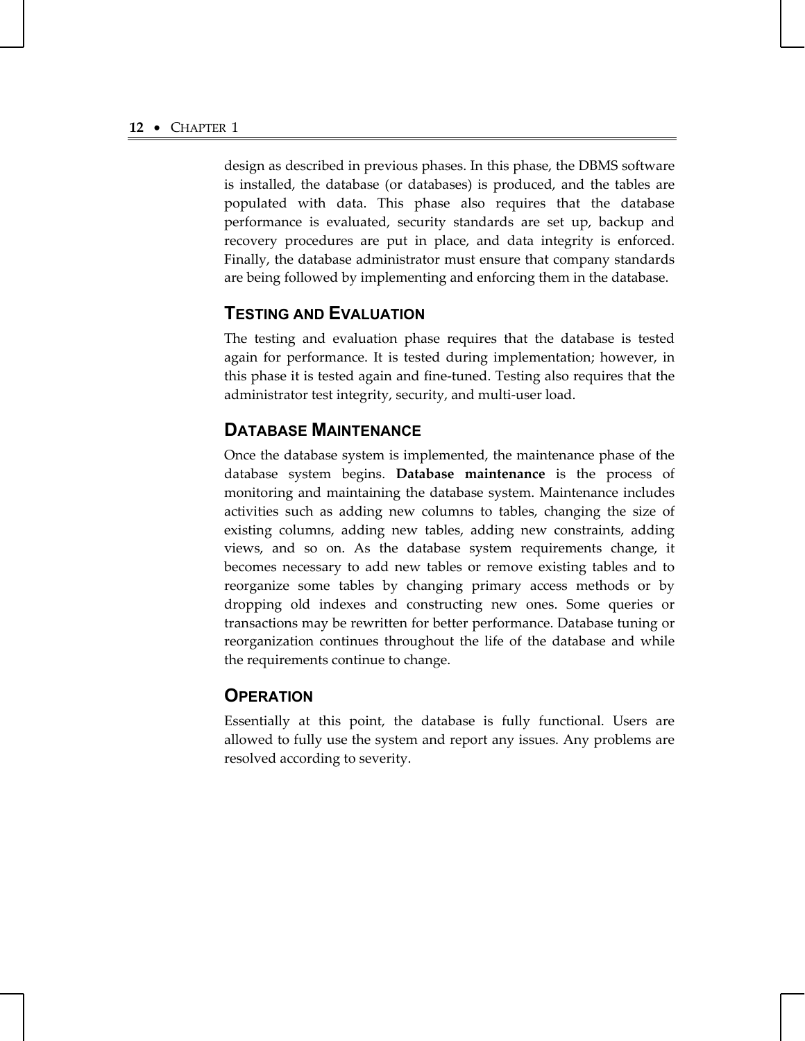design as described in previous phases. In this phase, the DBMS software is installed, the database (or databases) is produced, and the tables are populated with data. This phase also requires that the database performance is evaluated, security standards are set up, backup and recovery procedures are put in place, and data integrity is enforced. Finally, the database administrator must ensure that company standards are being followed by implementing and enforcing them in the database.

## TESTING AND EVALUATION

The testing and evaluation phase requires that the database is tested again for performance. It is tested during implementation; however, in this phase it is tested again and fine-tuned. Testing also requires that the administrator test integrity, security, and multi-user load.

## DATABASE MAINTENANCE

Once the database system is implemented, the maintenance phase of the database system begins. **Database maintenance** is the process of monitoring and maintaining the database system. Maintenance includes activities such as adding new columns to tables, changing the size of existing columns, adding new tables, adding new constraints, adding views, and so on. As the database system requirements change, it becomes necessary to add new tables or remove existing tables and to reorganize some tables by changing primary access methods or by dropping old indexes and constructing new ones. Some queries or transactions may be rewritten for better performance. Database tuning or reorganization continues throughout the life of the database and while the requirements continue to change.

## OPERATION

Essentially at this point, the database is fully functional. Users are allowed to fully use the system and report any issues. Any problems are resolved according to severity.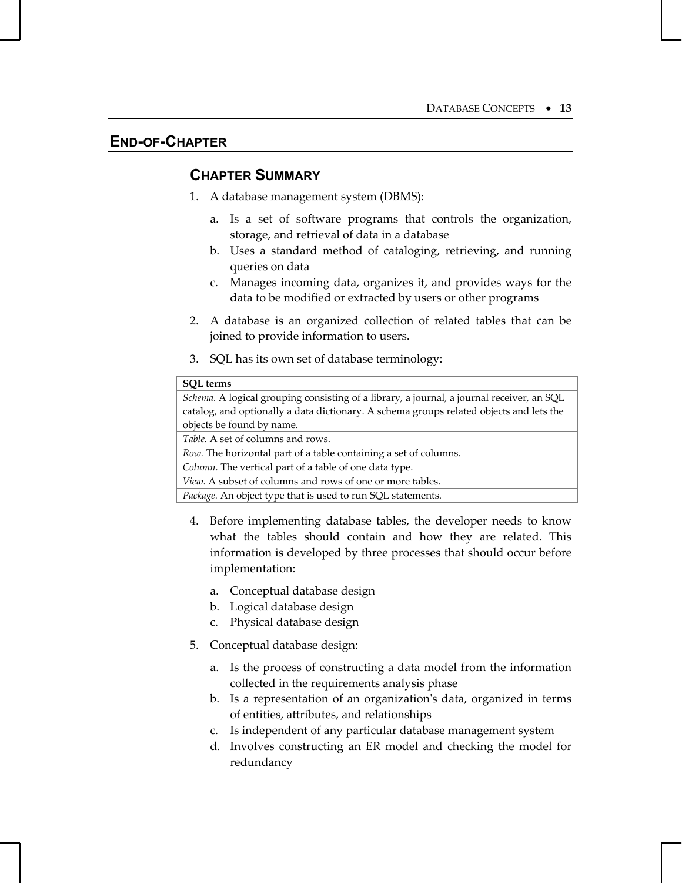## END-OF-CHAPTER

### CHAPTER SUMMARY

1. A database management system (DBMS):

    a. Is a set of software programs that controls the organization, storage, and retrieval of data in a database
    b. Uses a standard method of cataloging, retrieving, and running queries on data
    c. Manages incoming data, organizes it, and provides ways for the data to be modified or extracted by users or other programs

2. A database is an organized collection of related tables that can be joined to provide information to users.

3. SQL has its own set of database terminology:

| **SQL terms** |
|---|
| *Schema.* A logical grouping consisting of a library, a journal, a journal receiver, an SQL catalog, and optionally a data dictionary. A schema groups related objects and lets the objects be found by name. |
| *Table.* A set of columns and rows. |
| *Row.* The horizontal part of a table containing a set of columns. |
| *Column.* The vertical part of a table of one data type. |
| *View.* A subset of columns and rows of one or more tables. |
| *Package.* An object type that is used to run SQL statements. |

4. Before implementing database tables, the developer needs to know what the tables should contain and how they are related. This information is developed by three processes that should occur before implementation:

    a. Conceptual database design
    b. Logical database design
    c. Physical database design

5. Conceptual database design:

    a. Is the process of constructing a data model from the information collected in the requirements analysis phase
    b. Is a representation of an organization's data, organized in terms of entities, attributes, and relationships
    c. Is independent of any particular database management system
    d. Involves constructing an ER model and checking the model for redundancy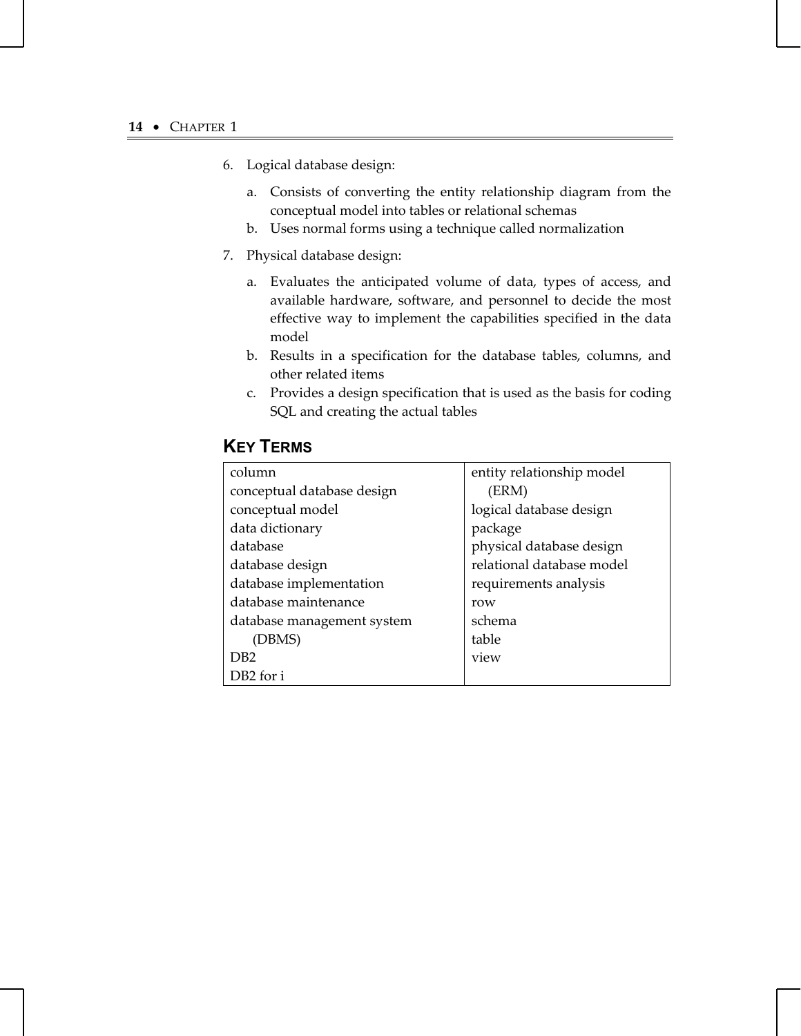6. Logical database design:

   a. Consists of converting the entity relationship diagram from the conceptual model into tables or relational schemas

   b. Uses normal forms using a technique called normalization

7. Physical database design:

   a. Evaluates the anticipated volume of data, types of access, and available hardware, software, and personnel to decide the most effective way to implement the capabilities specified in the data model

   b. Results in a specification for the database tables, columns, and other related items

   c. Provides a design specification that is used as the basis for coding SQL and creating the actual tables

## KEY TERMS

| | |
|---|---|
| column | entity relationship model (ERM) |
| conceptual database design | logical database design |
| conceptual model | package |
| data dictionary | physical database design |
| database | relational database model |
| database design | requirements analysis |
| database implementation | row |
| database maintenance | schema |
| database management system (DBMS) | table |
| DB2 | view |
| DB2 for i | |